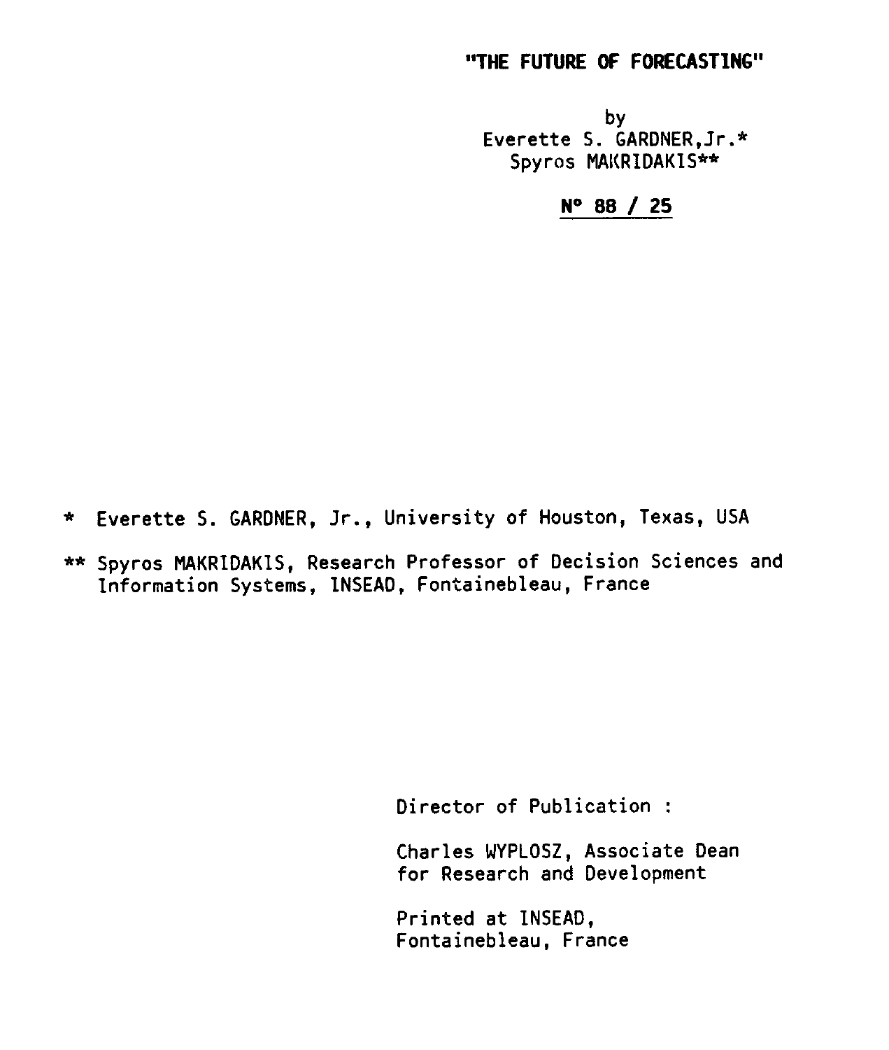# "THE FUTURE OF FORECASTING"

by
Everette S. GARDNER, Jr.*
Spyros MAKRIDAKIS**

**N° 88 / 25**

\* Everette S. GARDNER, Jr., University of Houston, Texas, USA

** Spyros MAKRIDAKIS, Research Professor of Decision Sciences and Information Systems, INSEAD, Fontainebleau, France

Director of Publication :

Charles WYPLOSZ, Associate Dean for Research and Development

Printed at INSEAD, Fontainebleau, France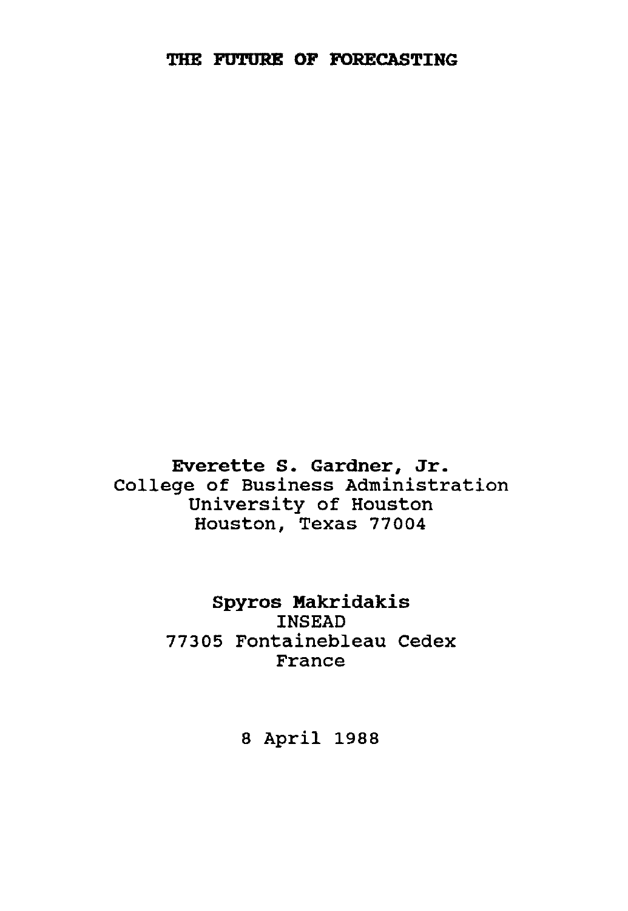# THE FUTURE OF FORECASTING

**Everette S. Gardner, Jr.**
College of Business Administration
University of Houston
Houston, Texas 77004

**Spyros Makridakis**
INSEAD
77305 Fontainebleau Cedex
France

8 April 1988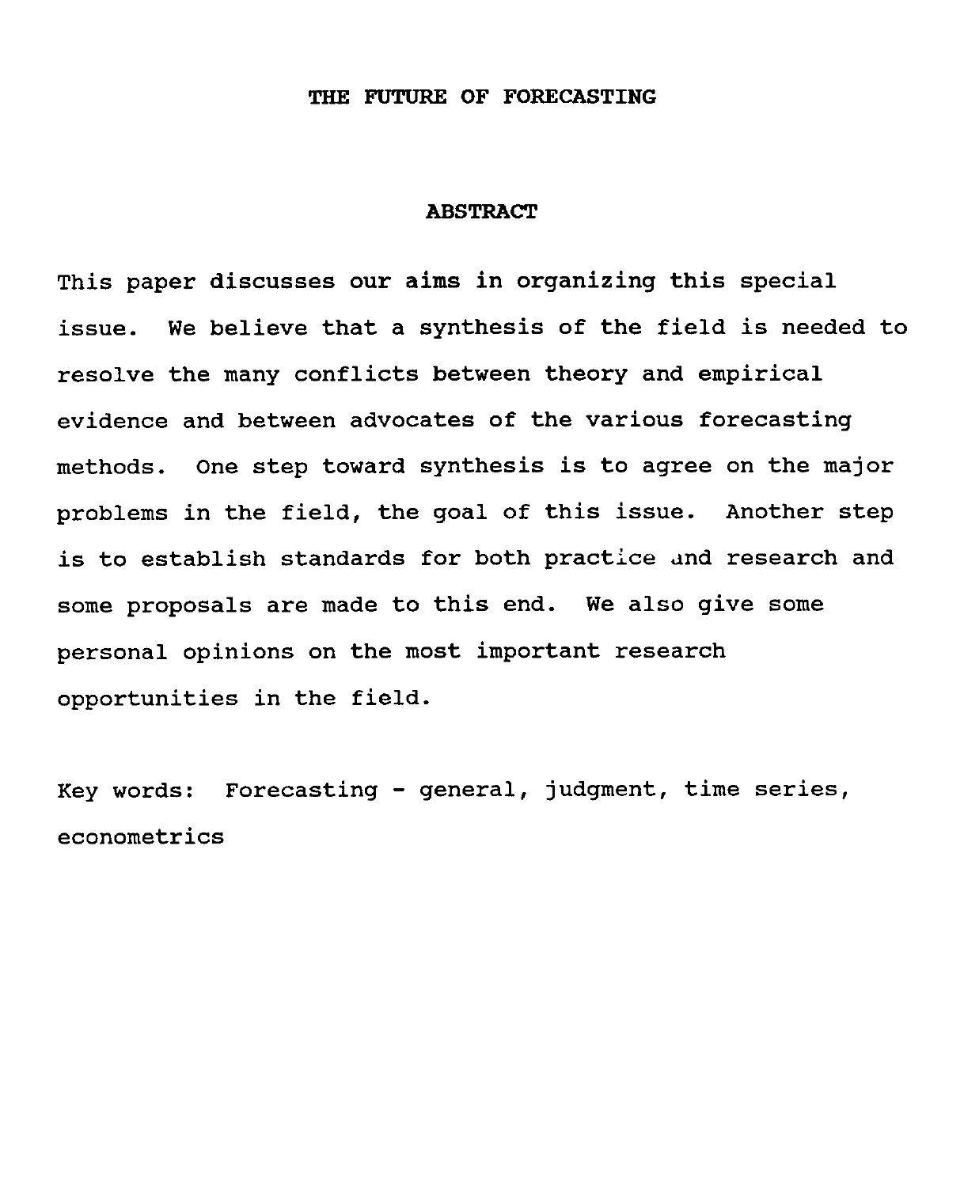# THE FUTURE OF FORECASTING

## ABSTRACT

This paper discusses our aims in organizing this special issue. We believe that a synthesis of the field is needed to resolve the many conflicts between theory and empirical evidence and between advocates of the various forecasting methods. One step toward synthesis is to agree on the major problems in the field, the goal of this issue. Another step is to establish standards for both practice and research and some proposals are made to this end. We also give some personal opinions on the most important research opportunities in the field.

Key words: Forecasting - general, judgment, time series, econometrics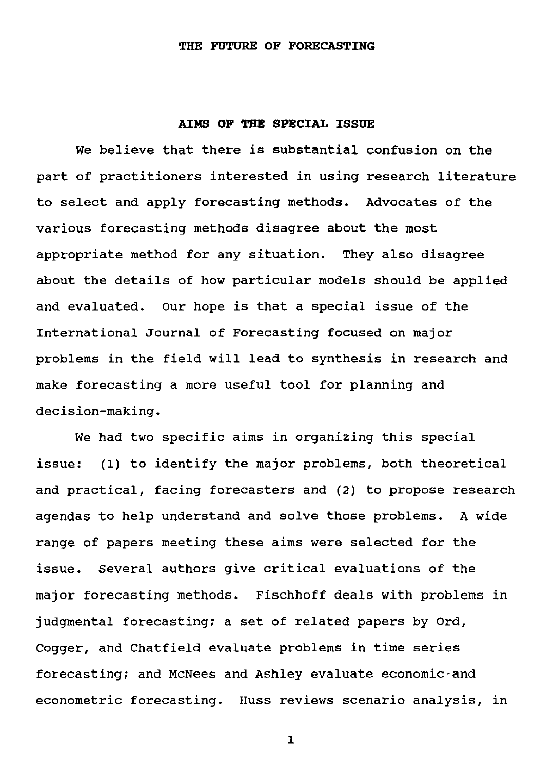# THE FUTURE OF FORECASTING

## AIMS OF THE SPECIAL ISSUE

We believe that there is substantial confusion on the part of practitioners interested in using research literature to select and apply forecasting methods. Advocates of the various forecasting methods disagree about the most appropriate method for any situation. They also disagree about the details of how particular models should be applied and evaluated. Our hope is that a special issue of the International Journal of Forecasting focused on major problems in the field will lead to synthesis in research and make forecasting a more useful tool for planning and decision-making.

We had two specific aims in organizing this special issue: (1) to identify the major problems, both theoretical and practical, facing forecasters and (2) to propose research agendas to help understand and solve those problems. A wide range of papers meeting these aims were selected for the issue. Several authors give critical evaluations of the major forecasting methods. Fischhoff deals with problems in judgmental forecasting; a set of related papers by Ord, Cogger, and Chatfield evaluate problems in time series forecasting; and McNees and Ashley evaluate economic and econometric forecasting. Huss reviews scenario analysis, in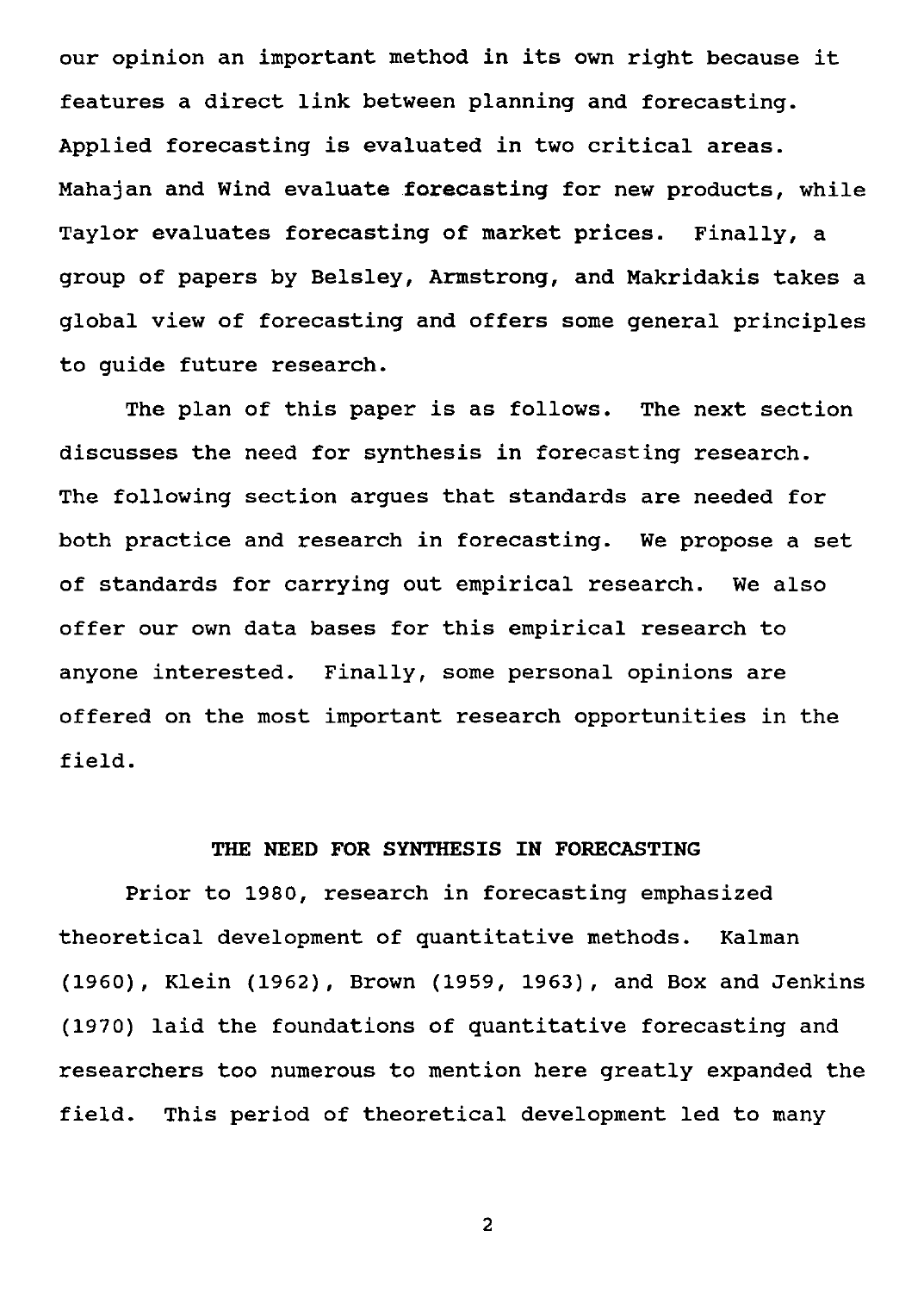our opinion an important method in its own right because it features a direct link between planning and forecasting. Applied forecasting is evaluated in two critical areas. Mahajan and Wind evaluate forecasting for new products, while Taylor evaluates forecasting of market prices. Finally, a group of papers by Belsley, Armstrong, and Makridakis takes a global view of forecasting and offers some general principles to guide future research.

The plan of this paper is as follows. The next section discusses the need for synthesis in forecasting research. The following section argues that standards are needed for both practice and research in forecasting. We propose a set of standards for carrying out empirical research. We also offer our own data bases for this empirical research to anyone interested. Finally, some personal opinions are offered on the most important research opportunities in the field.

## THE NEED FOR SYNTHESIS IN FORECASTING

Prior to 1980, research in forecasting emphasized theoretical development of quantitative methods. Kalman (1960), Klein (1962), Brown (1959, 1963), and Box and Jenkins (1970) laid the foundations of quantitative forecasting and researchers too numerous to mention here greatly expanded the field. This period of theoretical development led to many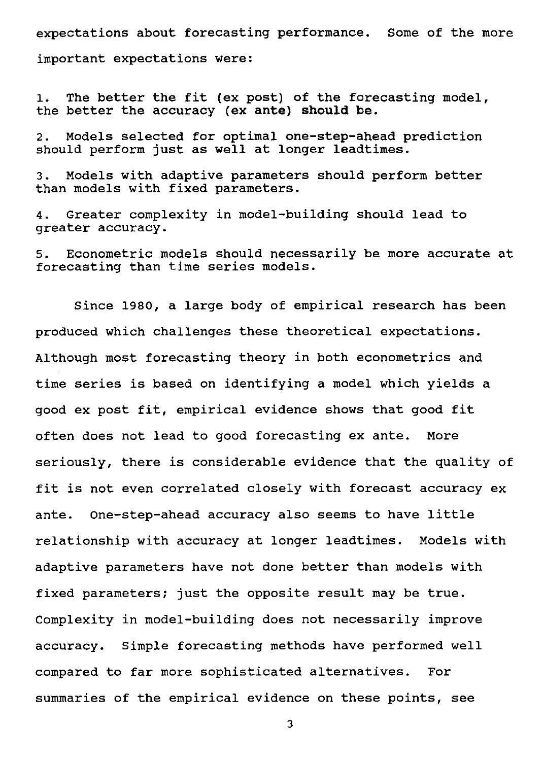expectations about forecasting performance. Some of the more important expectations were:

1. The better the fit (ex post) of the forecasting model, the better the accuracy (ex ante) should be.

2. Models selected for optimal one-step-ahead prediction should perform just as well at longer leadtimes.

3. Models with adaptive parameters should perform better than models with fixed parameters.

4. Greater complexity in model-building should lead to greater accuracy.

5. Econometric models should necessarily be more accurate at forecasting than time series models.

Since 1980, a large body of empirical research has been produced which challenges these theoretical expectations. Although most forecasting theory in both econometrics and time series is based on identifying a model which yields a good ex post fit, empirical evidence shows that good fit often does not lead to good forecasting ex ante. More seriously, there is considerable evidence that the quality of fit is not even correlated closely with forecast accuracy ex ante. One-step-ahead accuracy also seems to have little relationship with accuracy at longer leadtimes. Models with adaptive parameters have not done better than models with fixed parameters; just the opposite result may be true. Complexity in model-building does not necessarily improve accuracy. Simple forecasting methods have performed well compared to far more sophisticated alternatives. For summaries of the empirical evidence on these points, see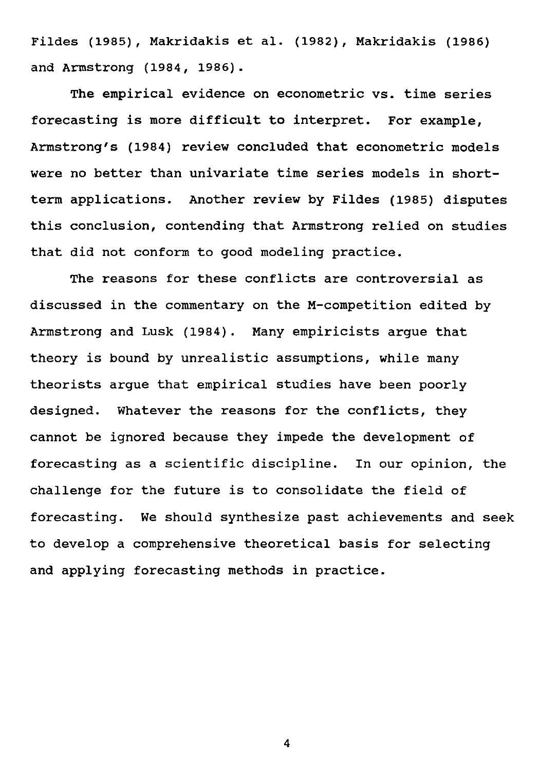Fildes (1985), Makridakis et al. (1982), Makridakis (1986) and Armstrong (1984, 1986).

The empirical evidence on econometric vs. time series forecasting is more difficult to interpret. For example, Armstrong's (1984) review concluded that econometric models were no better than univariate time series models in short-term applications. Another review by Fildes (1985) disputes this conclusion, contending that Armstrong relied on studies that did not conform to good modeling practice.

The reasons for these conflicts are controversial as discussed in the commentary on the M-competition edited by Armstrong and Lusk (1984). Many empiricists argue that theory is bound by unrealistic assumptions, while many theorists argue that empirical studies have been poorly designed. Whatever the reasons for the conflicts, they cannot be ignored because they impede the development of forecasting as a scientific discipline. In our opinion, the challenge for the future is to consolidate the field of forecasting. We should synthesize past achievements and seek to develop a comprehensive theoretical basis for selecting and applying forecasting methods in practice.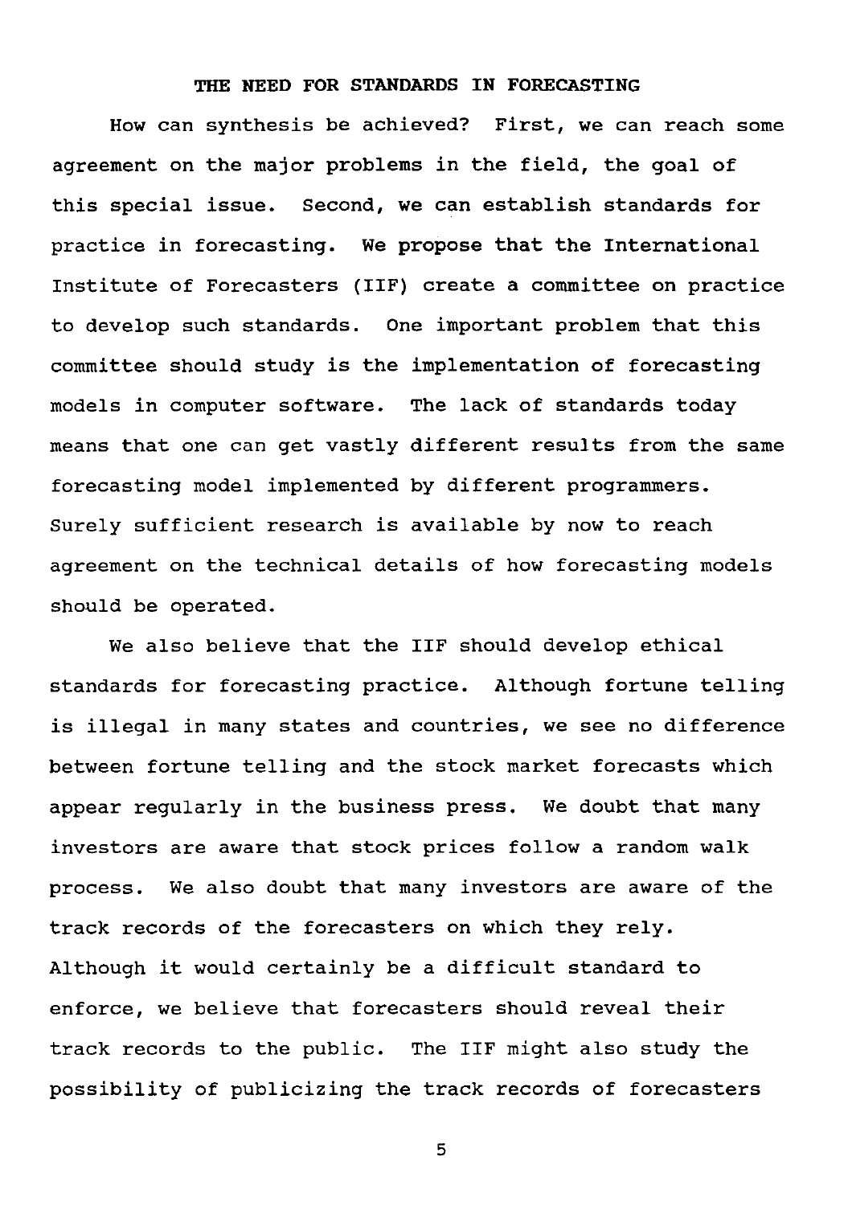## THE NEED FOR STANDARDS IN FORECASTING

How can synthesis be achieved? First, we can reach some agreement on the major problems in the field, the goal of this special issue. Second, we can establish standards for practice in forecasting. We propose that the International Institute of Forecasters (IIF) create a committee on practice to develop such standards. One important problem that this committee should study is the implementation of forecasting models in computer software. The lack of standards today means that one can get vastly different results from the same forecasting model implemented by different programmers. Surely sufficient research is available by now to reach agreement on the technical details of how forecasting models should be operated.

We also believe that the IIF should develop ethical standards for forecasting practice. Although fortune telling is illegal in many states and countries, we see no difference between fortune telling and the stock market forecasts which appear regularly in the business press. We doubt that many investors are aware that stock prices follow a random walk process. We also doubt that many investors are aware of the track records of the forecasters on which they rely. Although it would certainly be a difficult standard to enforce, we believe that forecasters should reveal their track records to the public. The IIF might also study the possibility of publicizing the track records of forecasters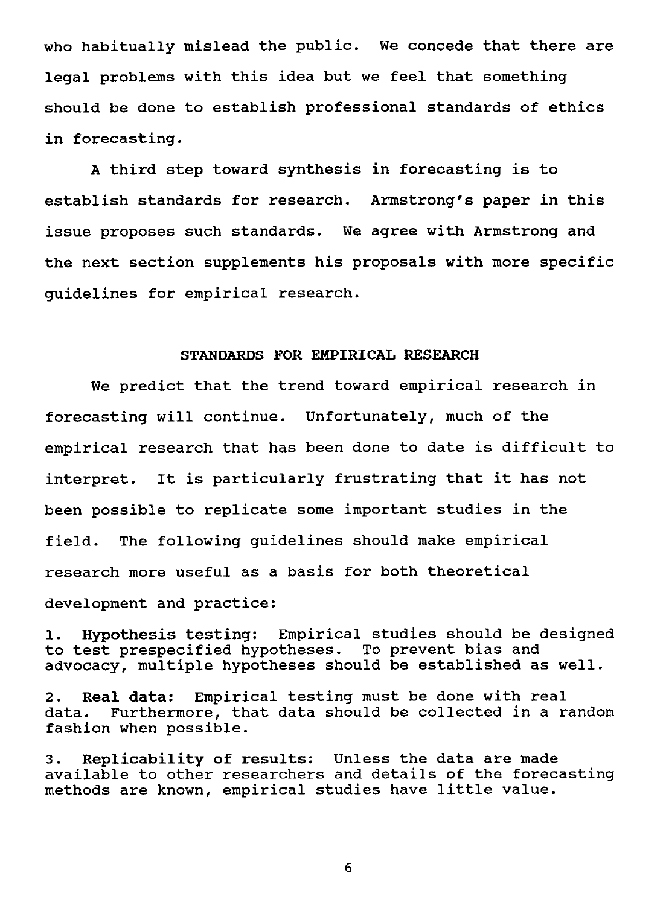who habitually mislead the public. We concede that there are legal problems with this idea but we feel that something should be done to establish professional standards of ethics in forecasting.

A third step toward synthesis in forecasting is to establish standards for research. Armstrong's paper in this issue proposes such standards. We agree with Armstrong and the next section supplements his proposals with more specific guidelines for empirical research.

## STANDARDS FOR EMPIRICAL RESEARCH

We predict that the trend toward empirical research in forecasting will continue. Unfortunately, much of the empirical research that has been done to date is difficult to interpret. It is particularly frustrating that it has not been possible to replicate some important studies in the field. The following guidelines should make empirical research more useful as a basis for both theoretical development and practice:

1. **Hypothesis testing:** Empirical studies should be designed to test prespecified hypotheses. To prevent bias and advocacy, multiple hypotheses should be established as well.

2. **Real data:** Empirical testing must be done with real data. Furthermore, that data should be collected in a random fashion when possible.

3. **Replicability of results:** Unless the data are made available to other researchers and details of the forecasting methods are known, empirical studies have little value.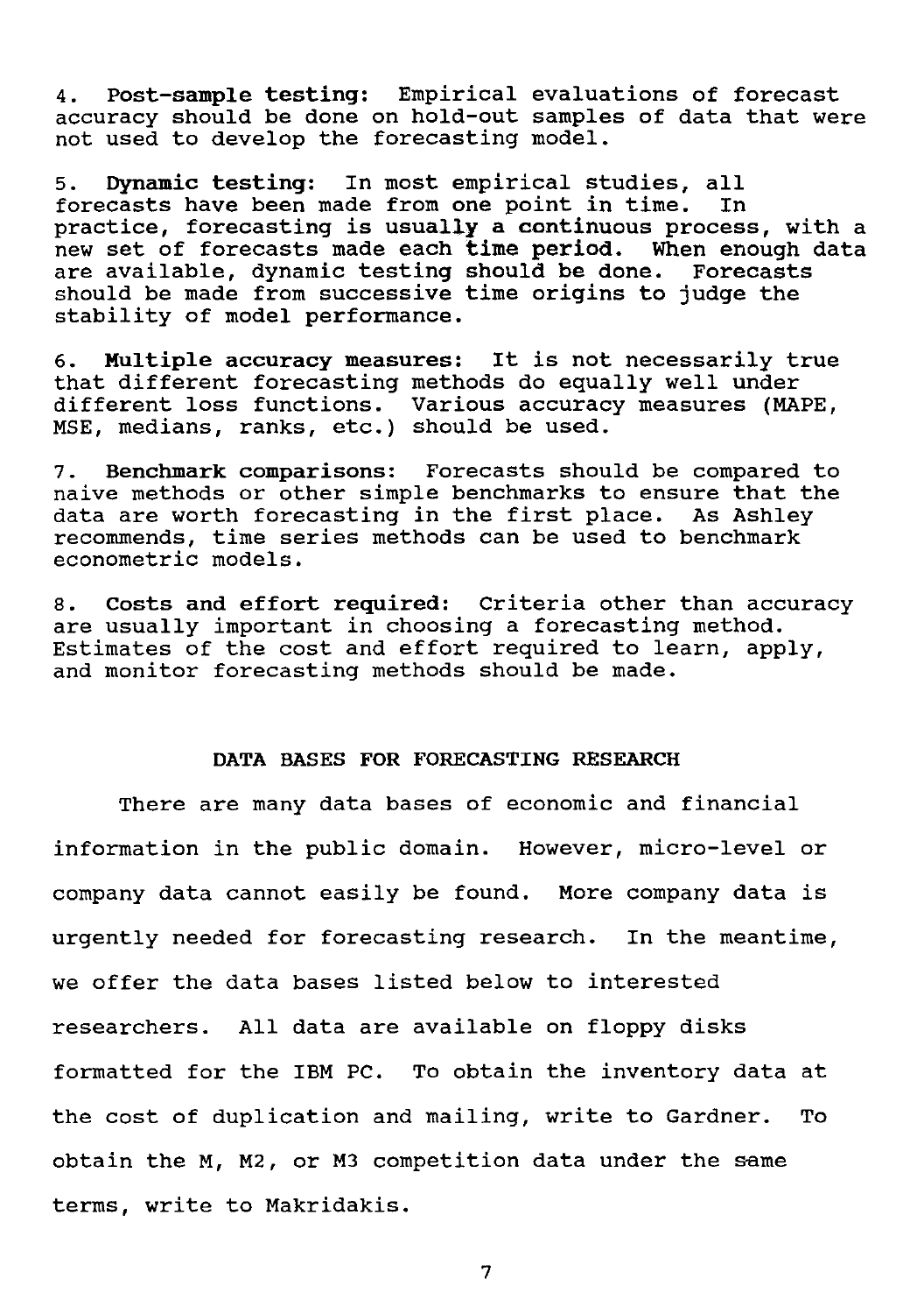4. **Post-sample testing:** Empirical evaluations of forecast accuracy should be done on hold-out samples of data that were not used to develop the forecasting model.

5. **Dynamic testing:** In most empirical studies, all forecasts have been made from one point in time. In practice, forecasting is usually a continuous process, with a new set of forecasts made each time period. When enough data are available, dynamic testing should be done. Forecasts should be made from successive time origins to judge the stability of model performance.

6. **Multiple accuracy measures:** It is not necessarily true that different forecasting methods do equally well under different loss functions. Various accuracy measures (MAPE, MSE, medians, ranks, etc.) should be used.

7. **Benchmark comparisons:** Forecasts should be compared to naive methods or other simple benchmarks to ensure that the data are worth forecasting in the first place. As Ashley recommends, time series methods can be used to benchmark econometric models.

8. **Costs and effort required:** Criteria other than accuracy are usually important in choosing a forecasting method. Estimates of the cost and effort required to learn, apply, and monitor forecasting methods should be made.

## DATA BASES FOR FORECASTING RESEARCH

There are many data bases of economic and financial information in the public domain. However, micro-level or company data cannot easily be found. More company data is urgently needed for forecasting research. In the meantime, we offer the data bases listed below to interested researchers. All data are available on floppy disks formatted for the IBM PC. To obtain the inventory data at the cost of duplication and mailing, write to Gardner. To obtain the M, M2, or M3 competition data under the same terms, write to Makridakis.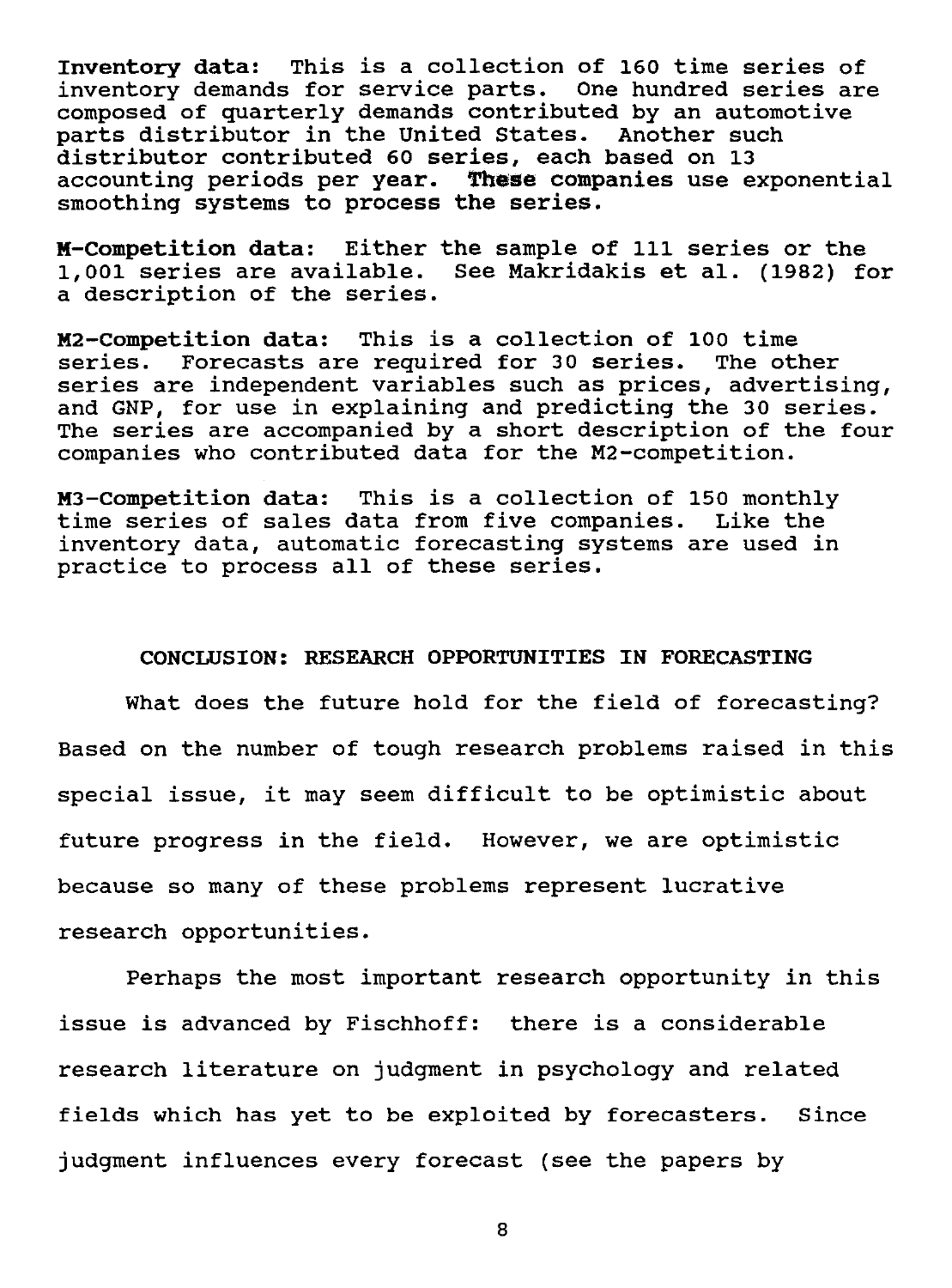**Inventory data:** This is a collection of 160 time series of inventory demands for service parts. One hundred series are composed of quarterly demands contributed by an automotive parts distributor in the United States. Another such distributor contributed 60 series, each based on 13 accounting periods per year. These companies use exponential smoothing systems to process the series.

**M-Competition data:** Either the sample of 111 series or the 1,001 series are available. See Makridakis et al. (1982) for a description of the series.

**M2-Competition data:** This is a collection of 100 time series. Forecasts are required for 30 series. The other series are independent variables such as prices, advertising, and GNP, for use in explaining and predicting the 30 series. The series are accompanied by a short description of the four companies who contributed data for the M2-competition.

**M3-Competition data:** This is a collection of 150 monthly time series of sales data from five companies. Like the inventory data, automatic forecasting systems are used in practice to process all of these series.

## CONCLUSION: RESEARCH OPPORTUNITIES IN FORECASTING

What does the future hold for the field of forecasting? Based on the number of tough research problems raised in this special issue, it may seem difficult to be optimistic about future progress in the field. However, we are optimistic because so many of these problems represent lucrative research opportunities.

Perhaps the most important research opportunity in this issue is advanced by Fischhoff: there is a considerable research literature on judgment in psychology and related fields which has yet to be exploited by forecasters. Since judgment influences every forecast (see the papers by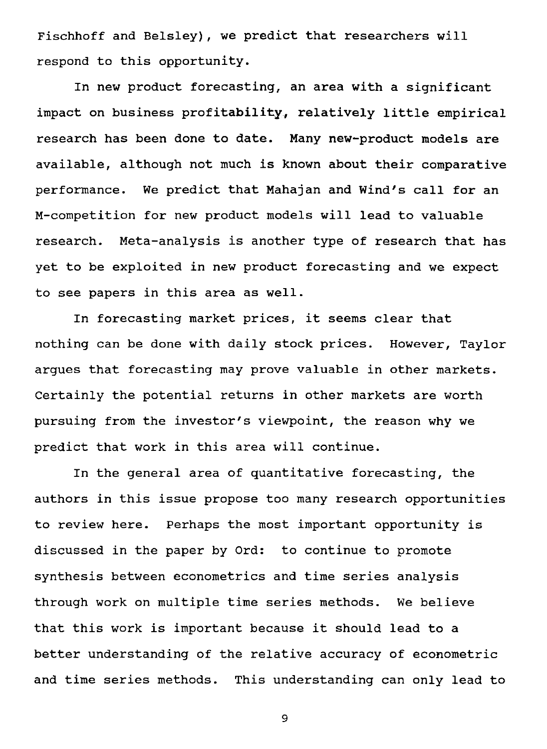Fischhoff and Belsley), we predict that researchers will respond to this opportunity.

In new product forecasting, an area with a significant impact on business profitability, relatively little empirical research has been done to date. Many new-product models are available, although not much is known about their comparative performance. We predict that Mahajan and Wind's call for an M-competition for new product models will lead to valuable research. Meta-analysis is another type of research that has yet to be exploited in new product forecasting and we expect to see papers in this area as well.

In forecasting market prices, it seems clear that nothing can be done with daily stock prices. However, Taylor argues that forecasting may prove valuable in other markets. Certainly the potential returns in other markets are worth pursuing from the investor's viewpoint, the reason why we predict that work in this area will continue.

In the general area of quantitative forecasting, the authors in this issue propose too many research opportunities to review here. Perhaps the most important opportunity is discussed in the paper by Ord: to continue to promote synthesis between econometrics and time series analysis through work on multiple time series methods. We believe that this work is important because it should lead to a better understanding of the relative accuracy of econometric and time series methods. This understanding can only lead to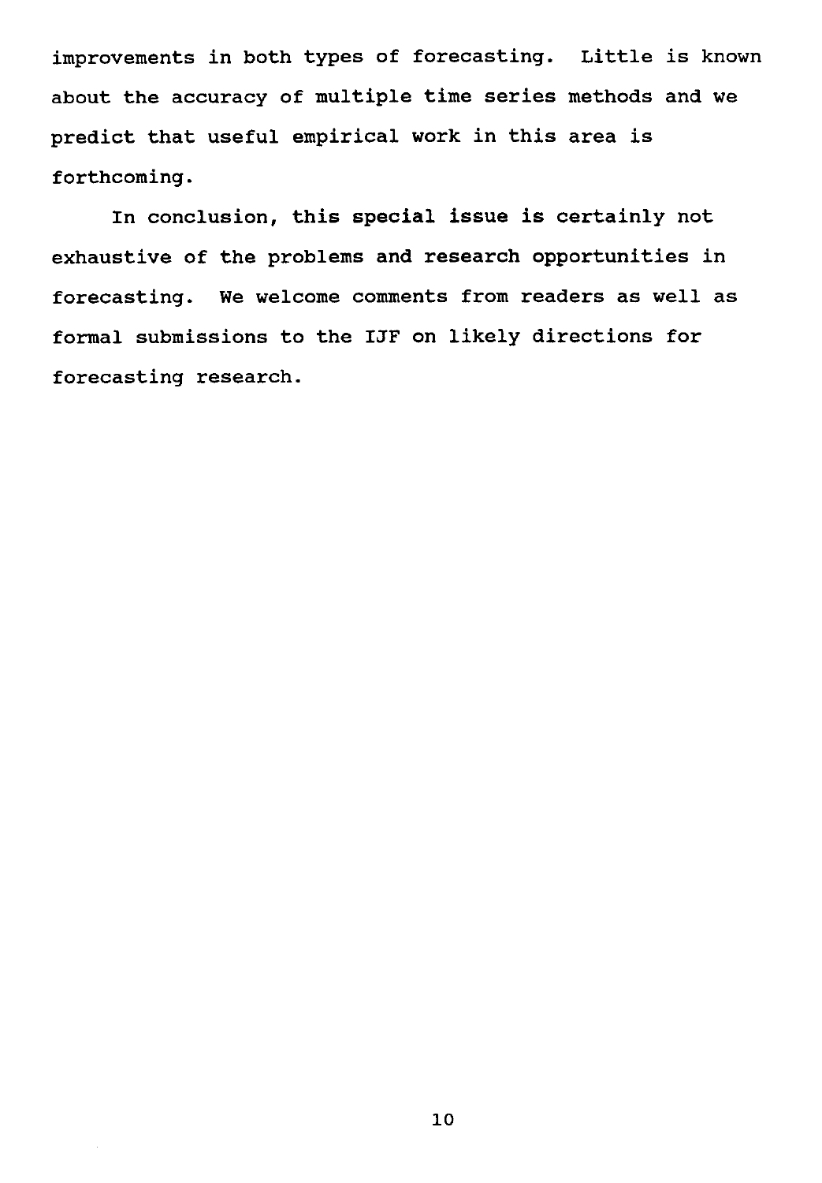improvements in both types of forecasting. Little is known about the accuracy of multiple time series methods and we predict that useful empirical work in this area is forthcoming.

In conclusion, this special issue is certainly not exhaustive of the problems and research opportunities in forecasting. We welcome comments from readers as well as formal submissions to the IJF on likely directions for forecasting research.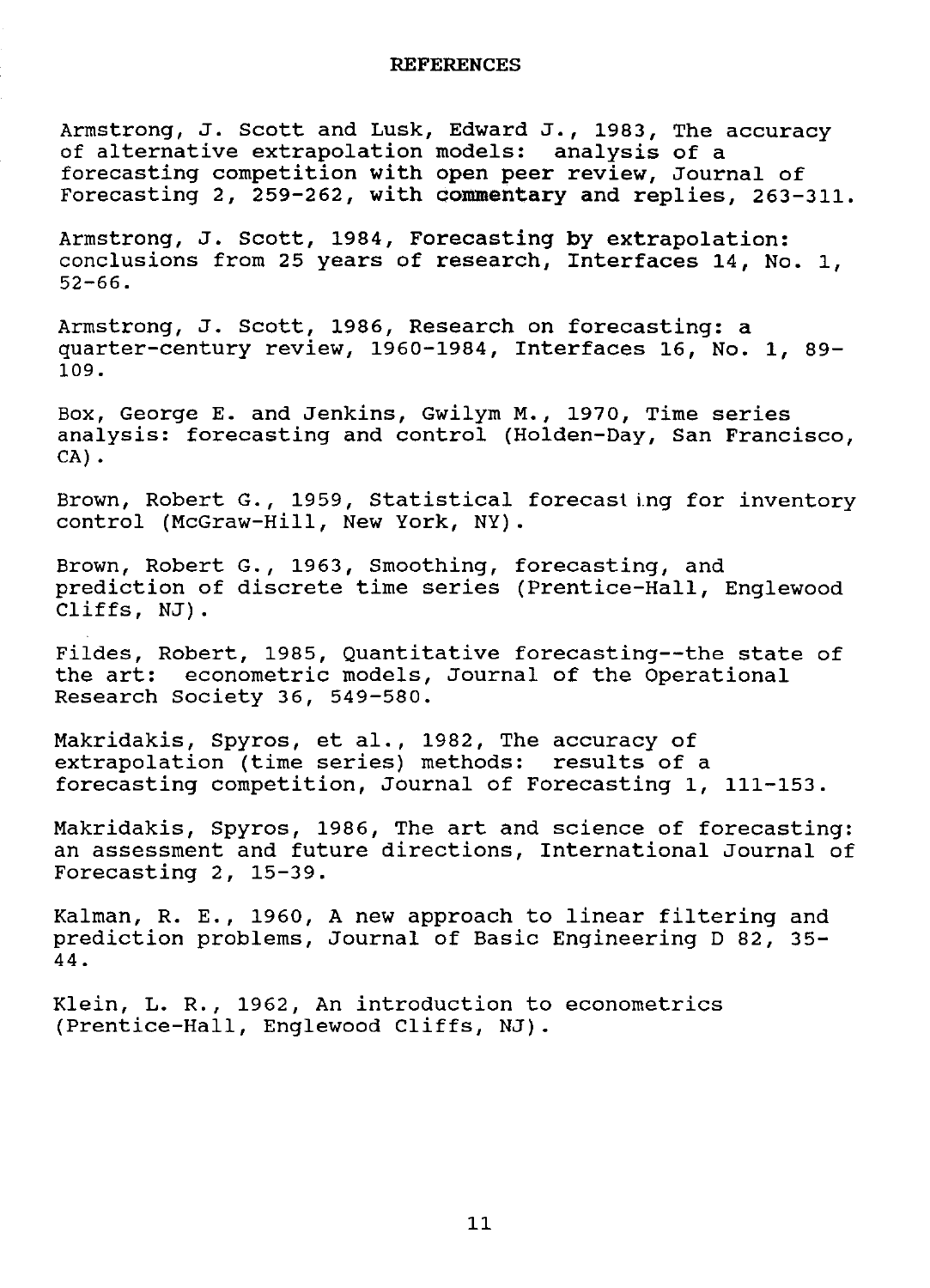## REFERENCES

Armstrong, J. Scott and Lusk, Edward J., 1983, The accuracy of alternative extrapolation models: analysis of a forecasting competition with open peer review, Journal of Forecasting 2, 259-262, with commentary and replies, 263-311.

Armstrong, J. Scott, 1984, Forecasting by extrapolation: conclusions from 25 years of research, Interfaces 14, No. 1, 52-66.

Armstrong, J. Scott, 1986, Research on forecasting: a quarter-century review, 1960-1984, Interfaces 16, No. 1, 89-109.

Box, George E. and Jenkins, Gwilym M., 1970, Time series analysis: forecasting and control (Holden-Day, San Francisco, CA).

Brown, Robert G., 1959, Statistical forecasting for inventory control (McGraw-Hill, New York, NY).

Brown, Robert G., 1963, Smoothing, forecasting, and prediction of discrete time series (Prentice-Hall, Englewood Cliffs, NJ).

Fildes, Robert, 1985, Quantitative forecasting--the state of the art: econometric models, Journal of the Operational Research Society 36, 549-580.

Makridakis, Spyros, et al., 1982, The accuracy of extrapolation (time series) methods: results of a forecasting competition, Journal of Forecasting 1, 111-153.

Makridakis, Spyros, 1986, The art and science of forecasting: an assessment and future directions, International Journal of Forecasting 2, 15-39.

Kalman, R. E., 1960, A new approach to linear filtering and prediction problems, Journal of Basic Engineering D 82, 35-44.

Klein, L. R., 1962, An introduction to econometrics (Prentice-Hall, Englewood Cliffs, NJ).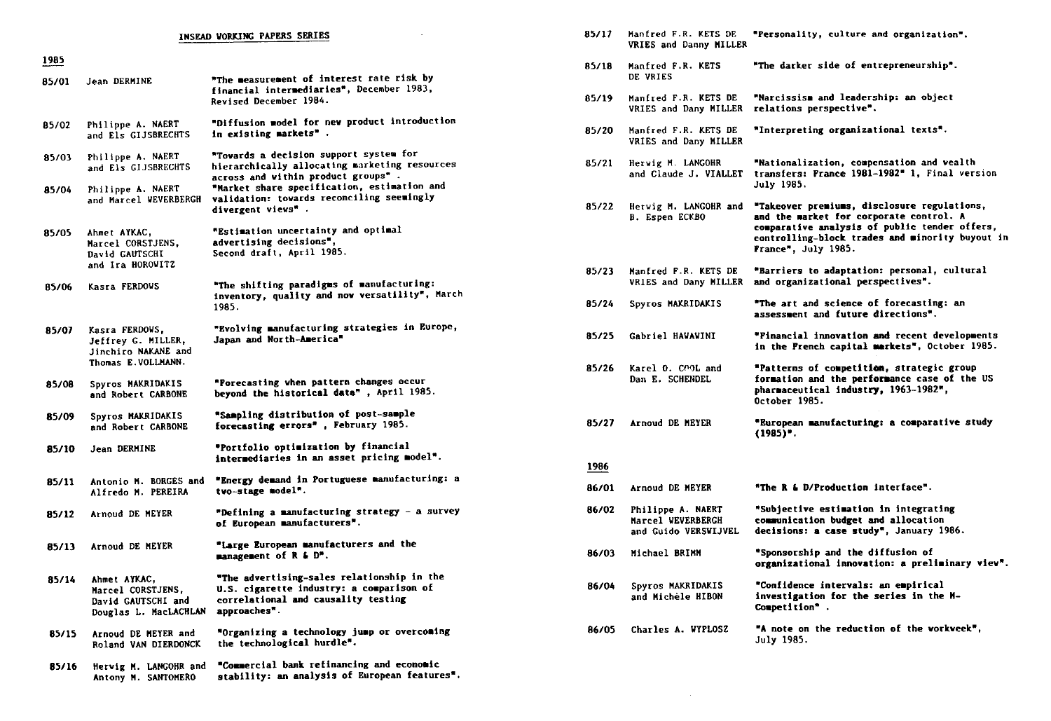## INSEAD WORKING PAPERS SERIES

### 1985

| | | |
|---|---|---|
| 85/01 | Jean DERMINE | "The measurement of interest rate risk by financial intermediaries", December 1983, Revised December 1984. |
| 85/02 | Philippe A. NAERT and Els GIJSBRECHTS | "Diffusion model for new product introduction in existing markets" . |
| 85/03 | Philippe A. NAERT and Els GIJSBRECHTS | "Towards a decision support system for hierarchically allocating marketing resources across and within product groups" . |
| 85/04 | Philippe A. NAERT and Marcel WEVERBERGH | "Market share specification, estimation and validation: towards reconciling seemingly divergent views" . |
| 85/05 | Ahmet AYKAC, Marcel CORSTJENS, David GAUTSCHI and Ira HOROWITZ | "Estimation uncertainty and optimal advertising decisions", Second draft, April 1985. |
| 85/06 | Kasra FERDOWS | "The shifting paradigms of manufacturing: inventory, quality and now versatility", March 1985. |
| 85/07 | Kasra FERDOWS, Jeffrey G. MILLER, Jinchiro NAKANE and Thomas E.VOLLMANN. | "Evolving manufacturing strategies in Europe, Japan and North-America" |
| 85/08 | Spyros MAKRIDAKIS and Robert CARBONE | "Forecasting when pattern changes occur beyond the historical data" , April 1985. |
| 85/09 | Spyros MAKRIDAKIS and Robert CARBONE | "Sampling distribution of post-sample forecasting errors" , February 1985. |
| 85/10 | Jean DERMINE | "Portfolio optimization by financial intermediaries in an asset pricing model". |
| 85/11 | Antonio M. BORGES and Alfredo M. PEREIRA | "Energy demand in Portuguese manufacturing: a two-stage model". |
| 85/12 | Arnoud DE MEYER | "Defining a manufacturing strategy - a survey of European manufacturers". |
| 85/13 | Arnoud DE MEYER | "Large European manufacturers and the management of R & D". |
| 85/14 | Ahmet AYKAC, Marcel CORSTJENS, David GAUTSCHI and Douglas L. MacLACHLAN | "The advertising-sales relationship in the U.S. cigarette industry: a comparison of correlational and causality testing approaches". |
| 85/15 | Arnoud DE MEYER and Roland VAN DIERDONCK | "Organizing a technology jump or overcoming the technological hurdle". |
| 85/16 | Herwig M. LANGOHR and Antony M. SANTOMERO | "Commercial bank refinancing and economic stability: an analysis of European features". |
| 85/17 | Manfred F.R. KETS DE VRIES and Danny MILLER | "Personality, culture and organization". |
| 85/18 | Manfred F.R. KETS DE VRIES | "The darker side of entrepreneurship". |
| 85/19 | Manfred F.R. KETS DE VRIES and Dany MILLER | "Narcissism and leadership: an object relations perspective". |
| 85/20 | Manfred F.R. KETS DE VRIES and Dany MILLER | "Interpreting organizational texts". |
| 85/21 | Herwig M. LANGOHR and Claude J. VIALLET | "Nationalization, compensation and wealth transfers: France 1981-1982" 1, Final version July 1985. |
| 85/22 | Herwig M. LANGOHR and B. Espen ECKBO | "Takeover premiums, disclosure regulations, and the market for corporate control. A comparative analysis of public tender offers, controlling-block trades and minority buyout in France", July 1985. |
| 85/23 | Manfred F.R. KETS DE VRIES and Dany MILLER | "Barriers to adaptation: personal, cultural and organizational perspectives". |
| 85/24 | Spyros MAKRIDAKIS | "The art and science of forecasting: an assessment and future directions". |
| 85/25 | Gabriel HAWAWINI | "Financial innovation and recent developments in the French capital markets", October 1985. |
| 85/26 | Karel O. COOL and Dan E. SCHENDEL | "Patterns of competition, strategic group formation and the performance case of the US pharmaceutical industry, 1963-1982", October 1985. |
| 85/27 | Arnoud DE MEYER | "European manufacturing: a comparative study (1985)". |

### 1986

| | | |
|---|---|---|
| 86/01 | Arnoud DE MEYER | "The R & D/Production interface". |
| 86/02 | Philippe A. NAERT Marcel WEVERBERGH and Guido VERSWIJVEL | "Subjective estimation in integrating communication budget and allocation decisions: a case study", January 1986. |
| 86/03 | Michael BRIMM | "Sponsorship and the diffusion of organizational innovation: a preliminary view". |
| 86/04 | Spyros MAKRIDAKIS and Michèle HIBON | "Confidence intervals: an empirical investigation for the series in the M-Competition" . |
| 86/05 | Charles A. WYPLOSZ | "A note on the reduction of the workweek", July 1985. |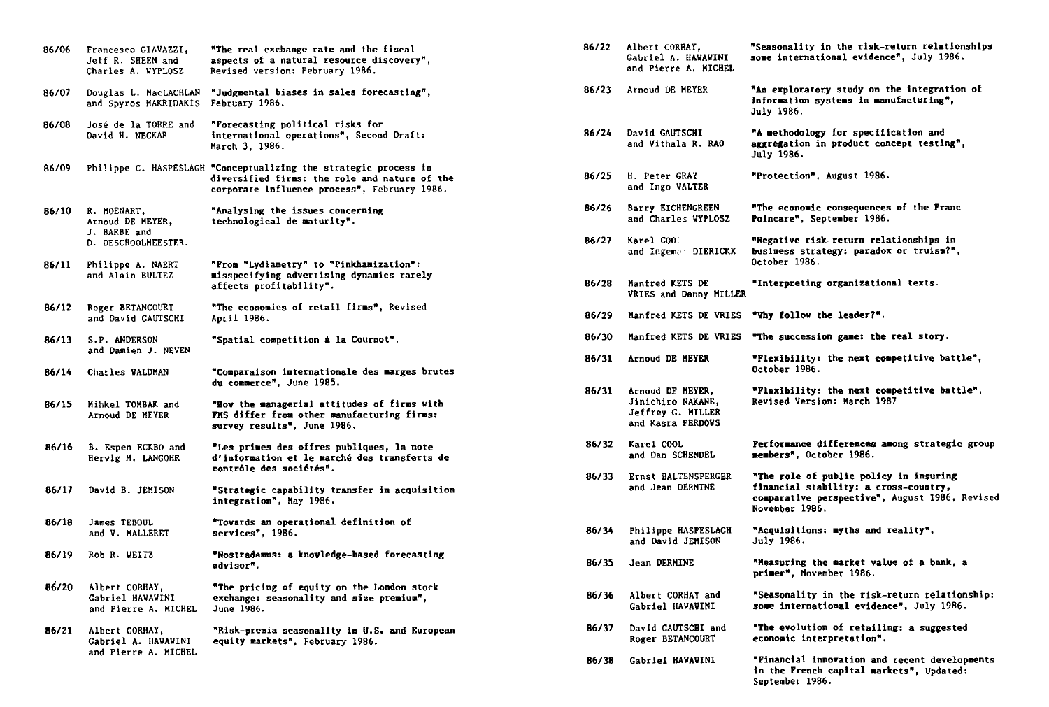| | | |
|---|---|---|
| 86/06 | Francesco GIAVAZZI, Jeff R. SHEEN and Charles A. WYPLOSZ | "The real exchange rate and the fiscal aspects of a natural resource discovery", Revised version: February 1986. |
| 86/07 | Douglas L. MacLACHLAN and Spyros MAKRIDAKIS | "Judgmental biases in sales forecasting", February 1986. |
| 86/08 | José de la TORRE and David H. NECKAR | "Forecasting political risks for international operations", Second Draft: March 3, 1986. |
| 86/09 | Philippe C. HASPESLAGH | "Conceptualizing the strategic process in diversified firms: the role and nature of the corporate influence process", February 1986. |
| 86/10 | R. MOENART, Arnoud DE MEYER, J. BARBE and D. DESCHOOLMEESTER. | "Analysing the issues concerning technological de-maturity". |
| 86/11 | Philippe A. NAERT and Alain BULTEZ | "From "Lydiametry" to "Pinkhamization": misspecifying advertising dynamics rarely affects profitability". |
| 86/12 | Roger BETANCOURT and David GAUTSCHI | "The economics of retail firms", Revised April 1986. |
| 86/13 | S.P. ANDERSON and Damien J. NEVEN | "Spatial competition à la Cournot". |
| 86/14 | Charles WALDMAN | "Comparaison internationale des marges brutes du commerce", June 1985. |
| 86/15 | Mihkel TOMBAK and Arnoud DE MEYER | "How the managerial attitudes of firms with FMS differ from other manufacturing firms: survey results", June 1986. |
| 86/16 | B. Espen ECKBO and Herwig M. LANGOHR | "Les primes des offres publiques, la note d'information et le marché des transferts de contrôle des sociétés". |
| 86/17 | David B. JEMISON | "Strategic capability transfer in acquisition integration", May 1986. |
| 86/18 | James TEBOUL and V. MALLERET | "Towards an operational definition of services", 1986. |
| 86/19 | Rob R. WEITZ | "Nostradamus: a knowledge-based forecasting advisor". |
| 86/20 | Albert CORHAY, Gabriel HAWAWINI and Pierre A. MICHEL | "The pricing of equity on the London stock exchange: seasonality and size premium", June 1986. |
| 86/21 | Albert CORHAY, Gabriel A. HAWAWINI and Pierre A. MICHEL | "Risk-premia seasonality in U.S. and European equity markets", February 1986. |
| 86/22 | Albert CORHAY, Gabriel A. HAWAWINI and Pierre A. MICHEL | "Seasonality in the risk-return relationships some international evidence", July 1986. |
| 86/23 | Arnoud DE MEYER | "An exploratory study on the integration of information systems in manufacturing", July 1986. |
| 86/24 | David GAUTSCHI and Vithala R. RAO | "A methodology for specification and aggregation in product concept testing", July 1986. |
| 86/25 | H. Peter GRAY and Ingo WALTER | "Protection", August 1986. |
| 86/26 | Barry EICHENGREEN and Charles WYPLOSZ | "The economic consequences of the Franc Poincare", September 1986. |
| 86/27 | Karel COOL and Ingemar DIERICKX | "Negative risk-return relationships in business strategy: paradox or truism?", October 1986. |
| 86/28 | Manfred KETS DE VRIES and Danny MILLER | "Interpreting organizational texts. |
| 86/29 | Manfred KETS DE VRIES | "Why follow the leader?". |
| 86/30 | Manfred KETS DE VRIES | "The succession game: the real story. |
| 86/31 | Arnoud DE MEYER | "Flexibility: the next competitive battle", October 1986. |
| 86/31 | Arnoud DE MEYER, Jinichiro NAKANE, Jeffrey G. MILLER and Kasra FERDOWS | "Flexibility: the next competitive battle", Revised Version: March 1987 |
| 86/32 | Karel COOL and Dan SCHENDEL | Performance differences among strategic group members", October 1986. |
| 86/33 | Ernst BALTENSPERGER and Jean DERMINE | "The role of public policy in insuring financial stability: a cross-country, comparative perspective", August 1986, Revised November 1986. |
| 86/34 | Philippe HASPESLAGH and David JEMISON | "Acquisitions: myths and reality", July 1986. |
| 86/35 | Jean DERMINE | "Measuring the market value of a bank, a primer", November 1986. |
| 86/36 | Albert CORHAY and Gabriel HAWAWINI | "Seasonality in the risk-return relationship: some international evidence", July 1986. |
| 86/37 | David GAUTSCHI and Roger BETANCOURT | "The evolution of retailing: a suggested economic interpretation". |
| 86/38 | Gabriel HAWAWINI | "Financial innovation and recent developments in the French capital markets", Updated: September 1986. |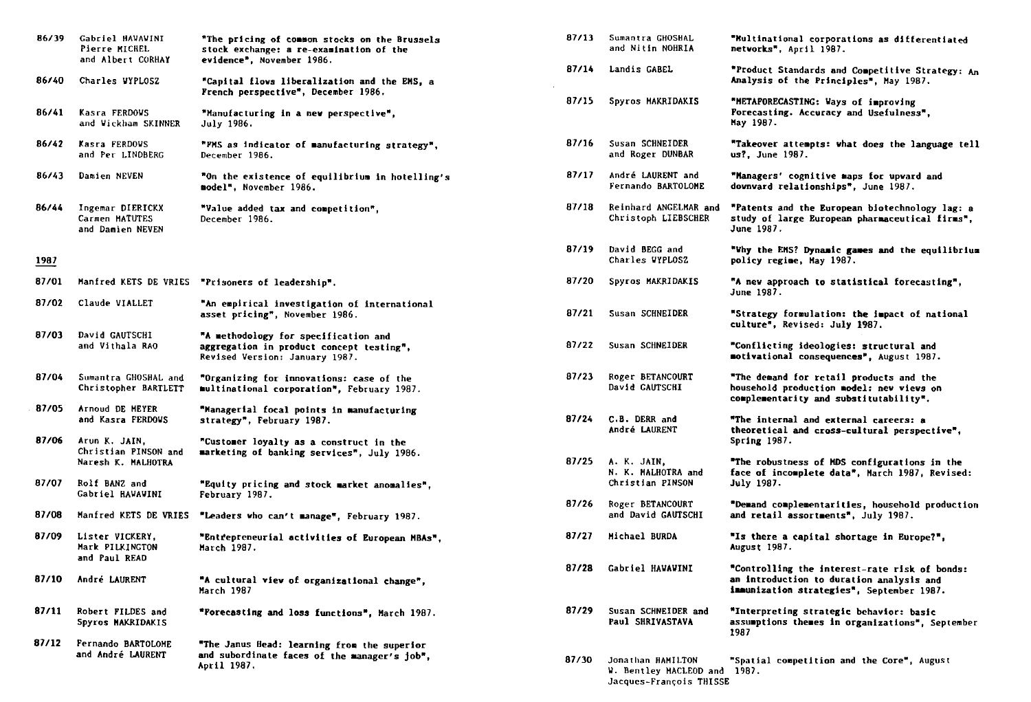| | | |
|---|---|---|
| 86/39 | Gabriel HAWAWINI<br>Pierre MICHEL<br>and Albert CORHAY | "The pricing of common stocks on the Brussels stock exchange: a re-examination of the evidence", November 1986. |
| 86/40 | Charles WYPLOSZ | "Capital flows liberalization and the EMS, a French perspective", December 1986. |
| 86/41 | Kasra FERDOWS<br>and Wickham SKINNER | "Manufacturing in a new perspective", July 1986. |
| 86/42 | Kasra FERDOWS<br>and Per LINDBERG | "FMS as indicator of manufacturing strategy", December 1986. |
| 86/43 | Damien NEVEN | "On the existence of equilibrium in hotelling's model", November 1986. |
| 86/44 | Ingemar DIERICKX<br>Carmen MATUTES<br>and Damien NEVEN | "Value added tax and competition", December 1986. |

## 1987

| | | |
|---|---|---|
| 87/01 | Manfred KETS DE VRIES | "Prisoners of leadership". |
| 87/02 | Claude VIALLET | "An empirical investigation of international asset pricing", November 1986. |
| 87/03 | David GAUTSCHI<br>and Vithala RAO | "A methodology for specification and aggregation in product concept testing", Revised Version: January 1987. |
| 87/04 | Sumantra GHOSHAL and<br>Christopher BARTLETT | "Organizing for innovations: case of the multinational corporation", February 1987. |
| 87/05 | Arnoud DE MEYER<br>and Kasra FERDOWS | "Managerial focal points in manufacturing strategy", February 1987. |
| 87/06 | Arun K. JAIN,<br>Christian PINSON and<br>Naresh K. MALHOTRA | "Customer loyalty as a construct in the marketing of banking services", July 1986. |
| 87/07 | Rolf BANZ and<br>Gabriel HAWAWINI | "Equity pricing and stock market anomalies", February 1987. |
| 87/08 | Manfred KETS DE VRIES | "Leaders who can't manage", February 1987. |
| 87/09 | Lister VICKERY,<br>Mark PILKINGTON<br>and Paul READ | "Entrepreneurial activities of European MBAs", March 1987. |
| 87/10 | André LAURENT | "A cultural view of organizational change", March 1987 |
| 87/11 | Robert FILDES and<br>Spyros MAKRIDAKIS | "Forecasting and loss functions", March 1987. |
| 87/12 | Fernando BARTOLOME<br>and André LAURENT | "The Janus Head: learning from the superior and subordinate faces of the manager's job", April 1987. |
| 87/13 | Sumantra GHOSHAL<br>and Nitin NOHRIA | "Multinational corporations as differentiated networks", April 1987. |
| 87/14 | Landis GABEL | "Product Standards and Competitive Strategy: An Analysis of the Principles", May 1987. |
| 87/15 | Spyros MAKRIDAKIS | "METAFORECASTING: Ways of improving Forecasting. Accuracy and Usefulness", May 1987. |
| 87/16 | Susan SCHNEIDER<br>and Roger DUNBAR | "Takeover attempts: what does the language tell us?, June 1987. |
| 87/17 | André LAURENT and<br>Fernando BARTOLOME | "Managers' cognitive maps for upward and downward relationships", June 1987. |
| 87/18 | Reinhard ANGELMAR and<br>Christoph LIEBSCHER | "Patents and the European biotechnology lag: a study of large European pharmaceutical firms", June 1987. |
| 87/19 | David BEGG and<br>Charles WYPLOSZ | "Why the EMS? Dynamic games and the equilibrium policy regime, May 1987. |
| 87/20 | Spyros MAKRIDAKIS | "A new approach to statistical forecasting", June 1987. |
| 87/21 | Susan SCHNEIDER | "Strategy formulation: the impact of national culture", Revised: July 1987. |
| 87/22 | Susan SCHNEIDER | "Conflicting ideologies: structural and motivational consequences", August 1987. |
| 87/23 | Roger BETANCOURT<br>David GAUTSCHI | "The demand for retail products and the household production model: new views on complementarity and substitutability". |
| 87/24 | C.B. DERR and<br>André LAURENT | "The internal and external careers: a theoretical and cross-cultural perspective", Spring 1987. |
| 87/25 | A. K. JAIN,<br>N. K. MALHOTRA and<br>Christian PINSON | "The robustness of MDS configurations in the face of incomplete data", March 1987, Revised: July 1987. |
| 87/26 | Roger BETANCOURT<br>and David GAUTSCHI | "Demand complementarities, household production and retail assortments", July 1987. |
| 87/27 | Michael BURDA | "Is there a capital shortage in Europe?", August 1987. |
| 87/28 | Gabriel HAWAWINI | "Controlling the interest-rate risk of bonds: an introduction to duration analysis and immunization strategies", September 1987. |
| 87/29 | Susan SCHNEIDER and<br>Paul SHRIVASTAVA | "Interpreting strategic behavior: basic assumptions themes in organizations", September 1987 |
| 87/30 | Jonathan HAMILTON<br>W. Bentley MACLEOD and<br>Jacques-François THISSE | "Spatial competition and the Core", August 1987. |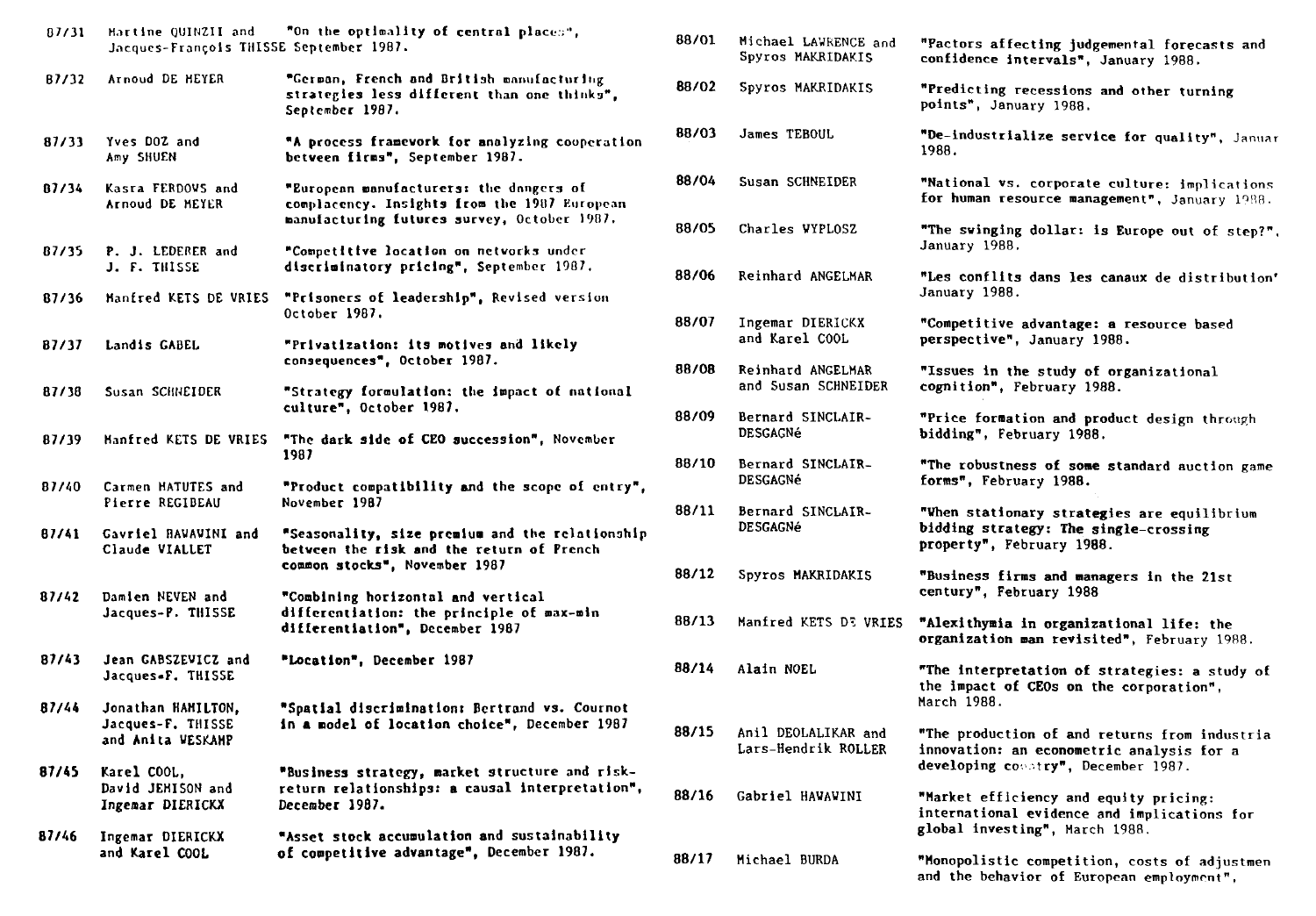| | | |
|---|---|---|
| 87/31 | Martine QUINZII and Jacques-François THISSE | "On the optimality of central places", September 1987. |
| 87/32 | Arnoud DE MEYER | "German, French and British manufacturing strategies less different than one thinks", September 1987. |
| 87/33 | Yves DOZ and Amy SHUEN | "A process framework for analyzing cooperation between firms", September 1987. |
| 87/34 | Kasra FERDOWS and Arnoud DE MEYER | "European manufacturers: the dangers of complacency. Insights from the 1987 European manufacturing futures survey, October 1987. |
| 87/35 | P. J. LEDERER and J. F. THISSE | "Competitive location on networks under discriminatory pricing", September 1987. |
| 87/36 | Manfred KETS DE VRIES | "Prisoners of leadership", Revised version October 1987. |
| 87/37 | Landis GABEL | "Privatization: its motives and likely consequences", October 1987. |
| 87/38 | Susan SCHNEIDER | "Strategy formulation: the impact of national culture", October 1987. |
| 87/39 | Manfred KETS DE VRIES | "The dark side of CEO succession", November 1987 |
| 87/40 | Carmen MATUTES and Pierre REGIBEAU | "Product compatibility and the scope of entry", November 1987 |
| 87/41 | Gavriel HAWAWINI and Claude VIALLET | "Seasonality, size premium and the relationship between the risk and the return of French common stocks", November 1987 |
| 87/42 | Damien NEVEN and Jacques-F. THISSE | "Combining horizontal and vertical differentiation: the principle of max-min differentiation", December 1987 |
| 87/43 | Jean GABSZEWICZ and Jacques-F. THISSE | "Location", December 1987 |
| 87/44 | Jonathan HAMILTON, Jacques-F. THISSE and Anita WESKAMP | "Spatial discrimination: Bertrand vs. Cournot in a model of location choice", December 1987 |
| 87/45 | Karel COOL, David JEMISON and Ingemar DIERICKX | "Business strategy, market structure and risk-return relationships: a causal interpretation", December 1987. |
| 87/46 | Ingemar DIERICKX and Karel COOL | "Asset stock accumulation and sustainability of competitive advantage", December 1987. |
| 88/01 | Michael LAWRENCE and Spyros MAKRIDAKIS | "Factors affecting judgemental forecasts and confidence intervals", January 1988. |
| 88/02 | Spyros MAKRIDAKIS | "Predicting recessions and other turning points", January 1988. |
| 88/03 | James TEBOUL | "De-industrialize service for quality", January 1988. |
| 88/04 | Susan SCHNEIDER | "National vs. corporate culture: implications for human resource management", January 1988. |
| 88/05 | Charles WYPLOSZ | "The swinging dollar: is Europe out of step?", January 1988. |
| 88/06 | Reinhard ANGELMAR | "Les conflits dans les canaux de distribution" January 1988. |
| 88/07 | Ingemar DIERICKX and Karel COOL | "Competitive advantage: a resource based perspective", January 1988. |
| 88/08 | Reinhard ANGELMAR and Susan SCHNEIDER | "Issues in the study of organizational cognition", February 1988. |
| 88/09 | Bernard SINCLAIR-DESGAGNé | "Price formation and product design through bidding", February 1988. |
| 88/10 | Bernard SINCLAIR-DESGAGNé | "The robustness of some standard auction game forms", February 1988. |
| 88/11 | Bernard SINCLAIR-DESGAGNé | "When stationary strategies are equilibrium bidding strategy: The single-crossing property", February 1988. |
| 88/12 | Spyros MAKRIDAKIS | "Business firms and managers in the 21st century", February 1988 |
| 88/13 | Manfred KETS DE VRIES | "Alexithymia in organizational life: the organization man revisited", February 1988. |
| 88/14 | Alain NOEL | "The interpretation of strategies: a study of the impact of CEOs on the corporation", March 1988. |
| 88/15 | Anil DEOLALIKAR and Lars-Hendrik ROLLER | "The production of and returns from industrial innovation: an econometric analysis for a developing country", December 1987. |
| 88/16 | Gabriel HAWAWINI | "Market efficiency and equity pricing: international evidence and implications for global investing", March 1988. |
| 88/17 | Michael BURDA | "Monopolistic competition, costs of adjustment and the behavior of European employment", |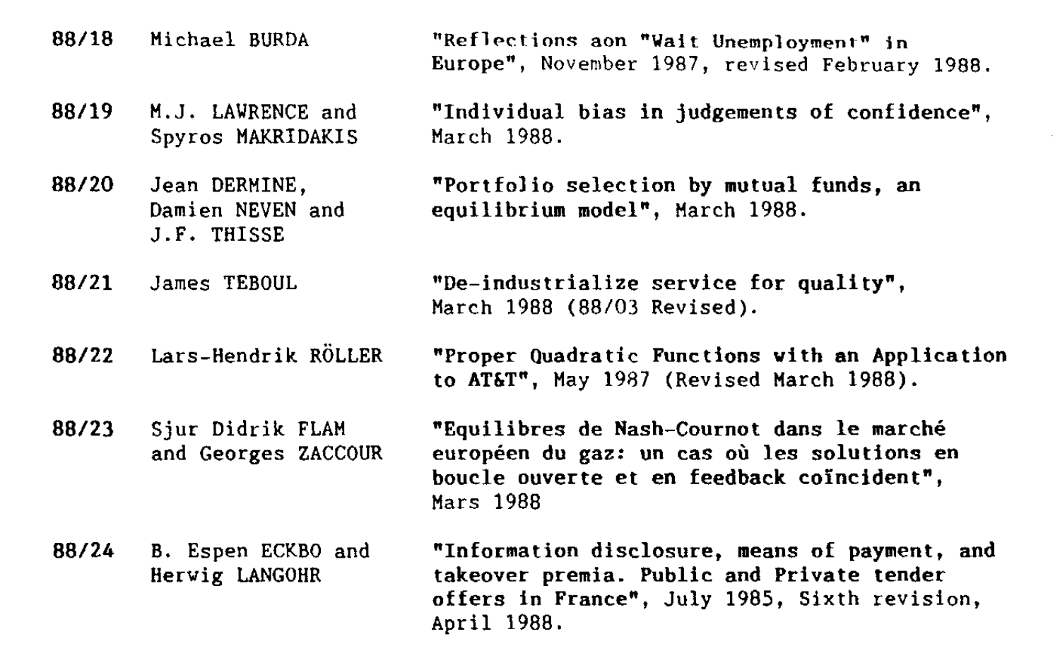| | | |
|---|---|---|
| 88/18 | Michael BURDA | "Reflections aon "Wait Unemployment" in Europe", November 1987, revised February 1988. |
| 88/19 | M.J. LAWRENCE and Spyros MAKRIDAKIS | "Individual bias in judgements of confidence", March 1988. |
| 88/20 | Jean DERMINE, Damien NEVEN and J.F. THISSE | "Portfolio selection by mutual funds, an equilibrium model", March 1988. |
| 88/21 | James TEBOUL | "De-industrialize service for quality", March 1988 (88/03 Revised). |
| 88/22 | Lars-Hendrik RÖLLER | "Proper Quadratic Functions with an Application to AT&T", May 1987 (Revised March 1988). |
| 88/23 | Sjur Didrik FLAM and Georges ZACCOUR | "Equilibres de Nash-Cournot dans le marché européen du gaz: un cas où les solutions en boucle ouverte et en feedback coïncident", Mars 1988 |
| 88/24 | B. Espen ECKBO and Herwig LANGOHR | "Information disclosure, means of payment, and takeover premia. Public and Private tender offers in France", July 1985, Sixth revision, April 1988. |